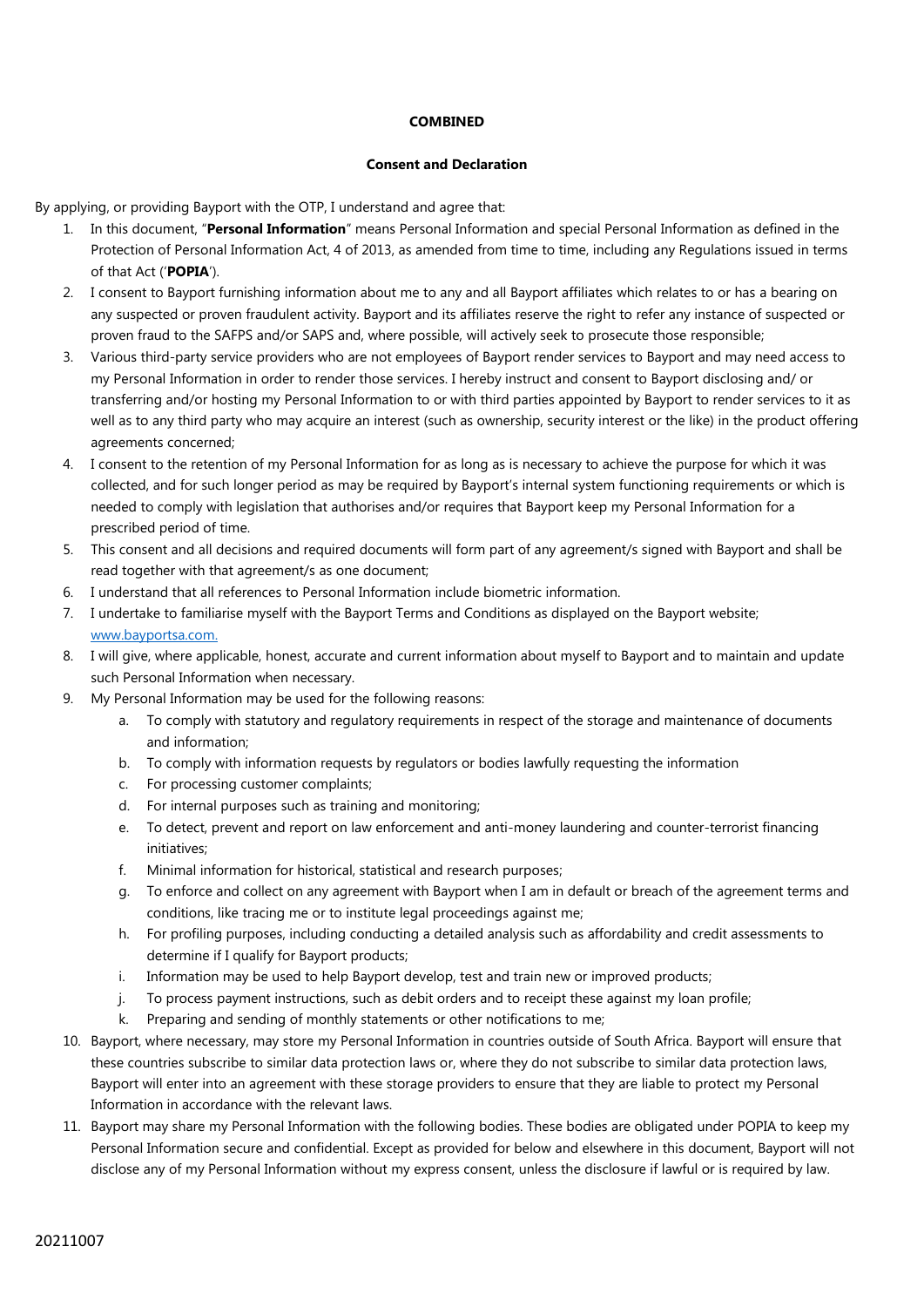**COMBINED**

**Consent and Declaration**

By applying, or providing Bayport with the OTP, I understand and agree that:

1. In this document, "**Personal Information**" means Personal Information and special Personal Information as defined in the Protection of Personal Information Act, 4 of 2013, as amended from time to time, including any Regulations issued in terms of that Act ('**POPIA**').
2. I consent to Bayport furnishing information about me to any and all Bayport affiliates which relates to or has a bearing on any suspected or proven fraudulent activity. Bayport and its affiliates reserve the right to refer any instance of suspected or proven fraud to the SAFPS and/or SAPS and, where possible, will actively seek to prosecute those responsible;
3. Various third-party service providers who are not employees of Bayport render services to Bayport and may need access to my Personal Information in order to render those services. I hereby instruct and consent to Bayport disclosing and/ or transferring and/or hosting my Personal Information to or with third parties appointed by Bayport to render services to it as well as to any third party who may acquire an interest (such as ownership, security interest or the like) in the product offering agreements concerned;
4. I consent to the retention of my Personal Information for as long as is necessary to achieve the purpose for which it was collected, and for such longer period as may be required by Bayport's internal system functioning requirements or which is needed to comply with legislation that authorises and/or requires that Bayport keep my Personal Information for a prescribed period of time.
5. This consent and all decisions and required documents will form part of any agreement/s signed with Bayport and shall be read together with that agreement/s as one document;
6. I understand that all references to Personal Information include biometric information.
7. I undertake to familiarise myself with the Bayport Terms and Conditions as displayed on the Bayport website; www.bayportsa.com.
8. I will give, where applicable, honest, accurate and current information about myself to Bayport and to maintain and update such Personal Information when necessary.
9. My Personal Information may be used for the following reasons:
   a. To comply with statutory and regulatory requirements in respect of the storage and maintenance of documents and information;
   b. To comply with information requests by regulators or bodies lawfully requesting the information
   c. For processing customer complaints;
   d. For internal purposes such as training and monitoring;
   e. To detect, prevent and report on law enforcement and anti-money laundering and counter-terrorist financing initiatives;
   f. Minimal information for historical, statistical and research purposes;
   g. To enforce and collect on any agreement with Bayport when I am in default or breach of the agreement terms and conditions, like tracing me or to institute legal proceedings against me;
   h. For profiling purposes, including conducting a detailed analysis such as affordability and credit assessments to determine if I qualify for Bayport products;
   i. Information may be used to help Bayport develop, test and train new or improved products;
   j. To process payment instructions, such as debit orders and to receipt these against my loan profile;
   k. Preparing and sending of monthly statements or other notifications to me;
10. Bayport, where necessary, may store my Personal Information in countries outside of South Africa. Bayport will ensure that these countries subscribe to similar data protection laws or, where they do not subscribe to similar data protection laws, Bayport will enter into an agreement with these storage providers to ensure that they are liable to protect my Personal Information in accordance with the relevant laws.
11. Bayport may share my Personal Information with the following bodies. These bodies are obligated under POPIA to keep my Personal Information secure and confidential. Except as provided for below and elsewhere in this document, Bayport will not disclose any of my Personal Information without my express consent, unless the disclosure if lawful or is required by law.

20211007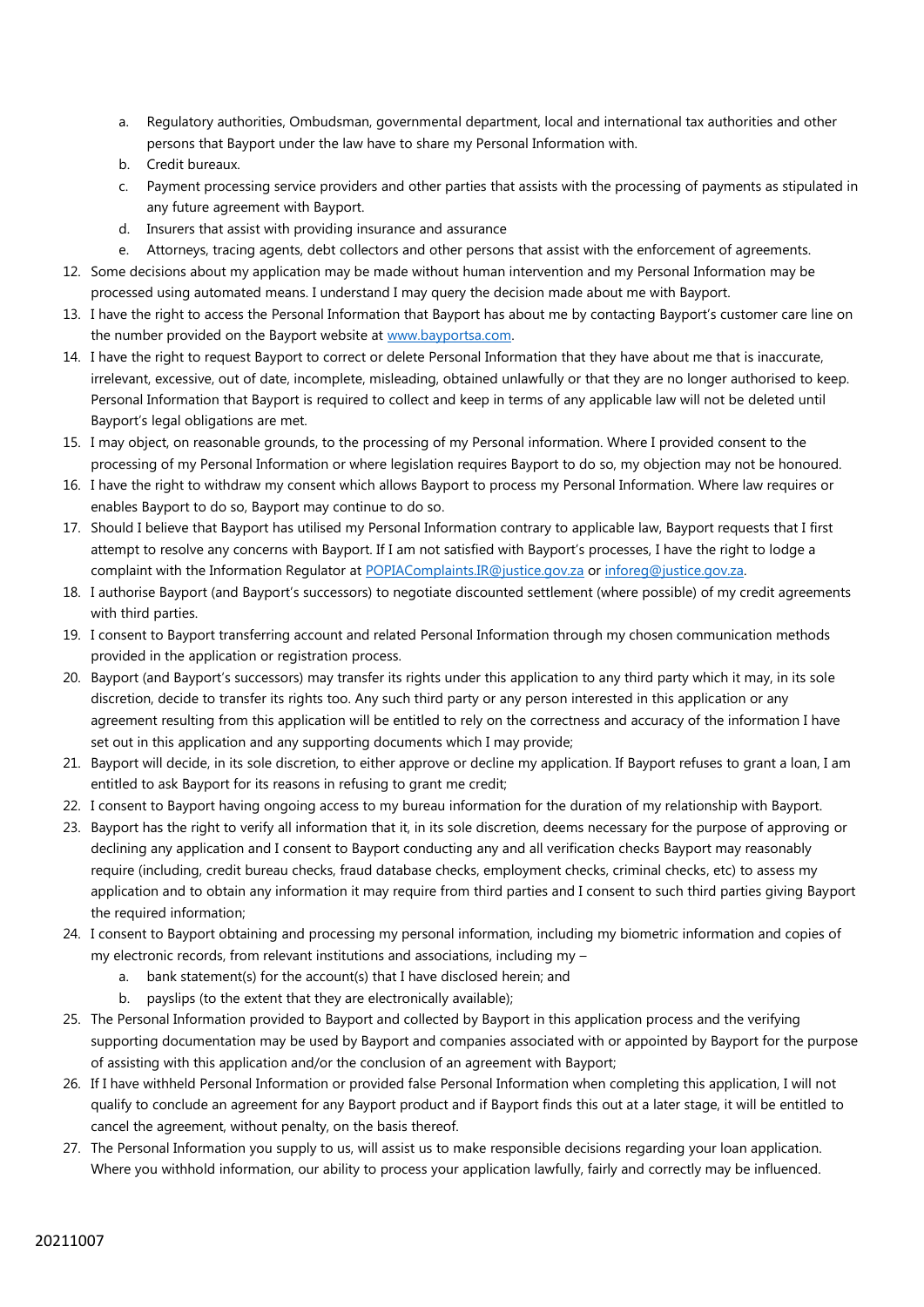a. Regulatory authorities, Ombudsman, governmental department, local and international tax authorities and other persons that Bayport under the law have to share my Personal Information with.
   b. Credit bureaux.
   c. Payment processing service providers and other parties that assists with the processing of payments as stipulated in any future agreement with Bayport.
   d. Insurers that assist with providing insurance and assurance
   e. Attorneys, tracing agents, debt collectors and other persons that assist with the enforcement of agreements.

12. Some decisions about my application may be made without human intervention and my Personal Information may be processed using automated means. I understand I may query the decision made about me with Bayport.
13. I have the right to access the Personal Information that Bayport has about me by contacting Bayport's customer care line on the number provided on the Bayport website at [www.bayportsa.com](http://www.bayportsa.com).
14. I have the right to request Bayport to correct or delete Personal Information that they have about me that is inaccurate, irrelevant, excessive, out of date, incomplete, misleading, obtained unlawfully or that they are no longer authorised to keep. Personal Information that Bayport is required to collect and keep in terms of any applicable law will not be deleted until Bayport's legal obligations are met.
15. I may object, on reasonable grounds, to the processing of my Personal information. Where I provided consent to the processing of my Personal Information or where legislation requires Bayport to do so, my objection may not be honoured.
16. I have the right to withdraw my consent which allows Bayport to process my Personal Information. Where law requires or enables Bayport to do so, Bayport may continue to do so.
17. Should I believe that Bayport has utilised my Personal Information contrary to applicable law, Bayport requests that I first attempt to resolve any concerns with Bayport. If I am not satisfied with Bayport's processes, I have the right to lodge a complaint with the Information Regulator at [POPIAComplaints.IR@justice.gov.za](mailto:POPIAComplaints.IR@justice.gov.za) or [inforeg@justice.gov.za](mailto:inforeg@justice.gov.za).
18. I authorise Bayport (and Bayport's successors) to negotiate discounted settlement (where possible) of my credit agreements with third parties.
19. I consent to Bayport transferring account and related Personal Information through my chosen communication methods provided in the application or registration process.
20. Bayport (and Bayport's successors) may transfer its rights under this application to any third party which it may, in its sole discretion, decide to transfer its rights too. Any such third party or any person interested in this application or any agreement resulting from this application will be entitled to rely on the correctness and accuracy of the information I have set out in this application and any supporting documents which I may provide;
21. Bayport will decide, in its sole discretion, to either approve or decline my application. If Bayport refuses to grant a loan, I am entitled to ask Bayport for its reasons in refusing to grant me credit;
22. I consent to Bayport having ongoing access to my bureau information for the duration of my relationship with Bayport.
23. Bayport has the right to verify all information that it, in its sole discretion, deems necessary for the purpose of approving or declining any application and I consent to Bayport conducting any and all verification checks Bayport may reasonably require (including, credit bureau checks, fraud database checks, employment checks, criminal checks, etc) to assess my application and to obtain any information it may require from third parties and I consent to such third parties giving Bayport the required information;
24. I consent to Bayport obtaining and processing my personal information, including my biometric information and copies of my electronic records, from relevant institutions and associations, including my –
    a. bank statement(s) for the account(s) that I have disclosed herein; and
    b. payslips (to the extent that they are electronically available);
25. The Personal Information provided to Bayport and collected by Bayport in this application process and the verifying supporting documentation may be used by Bayport and companies associated with or appointed by Bayport for the purpose of assisting with this application and/or the conclusion of an agreement with Bayport;
26. If I have withheld Personal Information or provided false Personal Information when completing this application, I will not qualify to conclude an agreement for any Bayport product and if Bayport finds this out at a later stage, it will be entitled to cancel the agreement, without penalty, on the basis thereof.
27. The Personal Information you supply to us, will assist us to make responsible decisions regarding your loan application. Where you withhold information, our ability to process your application lawfully, fairly and correctly may be influenced.

20211007